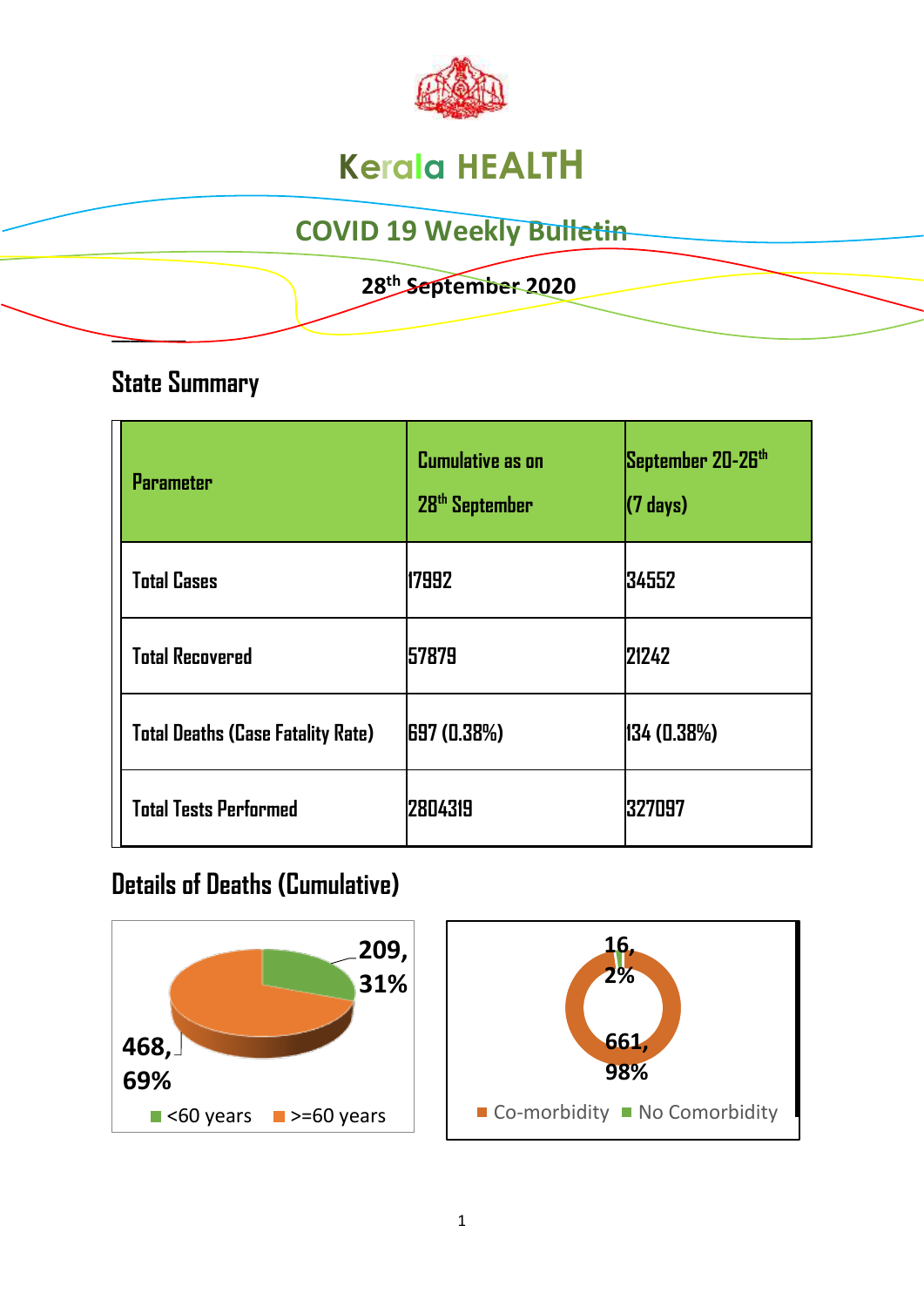# Kerala HEALTH

## COVID 19 Weekly Bulletin

**28th September 2020**

## State Summary

| Parameter | Cumulative as on 28th September | September 20-26th (7 days) |
|---|---|---|
| Total Cases | 17992 | 34552 |
| Total Recovered | 57879 | 21242 |
| Total Deaths (Case Fatality Rate) | 697 (0.38%) | 134 (0.38%) |
| Total Tests Performed | 2804319 | 327097 |

## Details of Deaths (Cumulative)

209, 31%

468, 69%

<60 years >=60 years

16, 2%

661, 98%

Co-morbidity No Comorbidity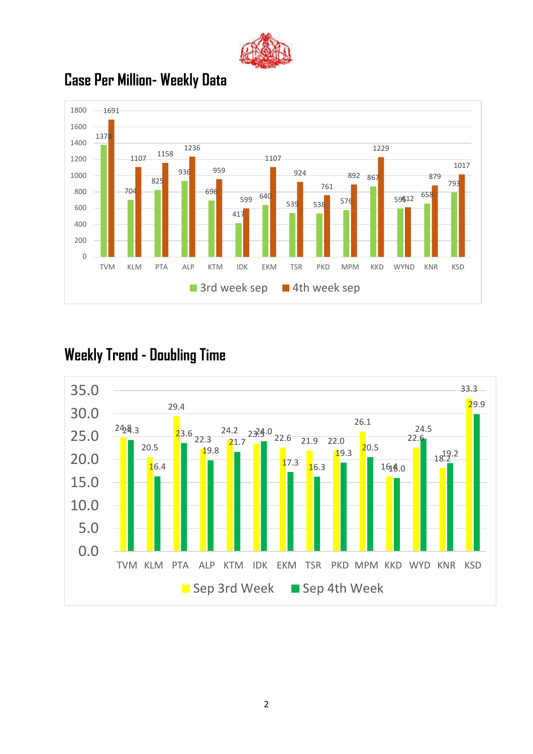# Case Per Million- Weekly Data

| District | 3rd week sep | 4th week sep |
|---|---|---|
| TVM | 1378 | 1691 |
| KLM | 704 | 1107 |
| PTA | 825 | 1158 |
| ALP | 936 | 1236 |
| KTM | 696 | 959 |
| IDK | 417 | 599 |
| EKM | 640 | 1107 |
| TSR | 539 | 924 |
| PKD | 538 | 761 |
| MPM | 576 | 892 |
| KKD | 867 | 1229 |
| WYND | 595 | 612 |
| KNR | 658 | 879 |
| KSD | 793 | 1017 |

# Weekly Trend - Doubling Time

| District | Sep 3rd Week | Sep 4th Week |
|---|---|---|
| TVM | 24.8 | 24.3 |
| KLM | 20.5 | 16.4 |
| PTA | 29.4 | 23.6 |
| ALP | 22.3 | 19.8 |
| KTM | 24.2 | 21.7 |
| IDK | 23.5 | 24.0 |
| EKM | 22.6 | 17.3 |
| TSR | 21.9 | 16.3 |
| PKD | 22.0 | 19.3 |
| MPM | 26.1 | 20.5 |
| KKD | 16.4 | 16.0 |
| WYD | 22.6 | 24.5 |
| KNR | 18.2 | 19.2 |
| KSD | 33.3 | 29.9 |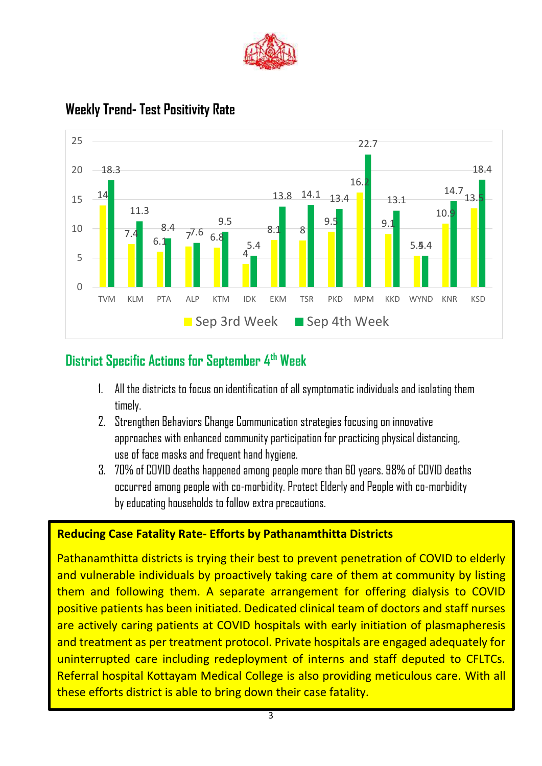## Weekly Trend- Test Positivity Rate

25
20
15
10
5
0

18.3 14 11.3 7.4 8.4 6.1 7 7.6 9.5 6.8 5.4 4 13.8 8.1 14.1 8 13.4 9.5 22.7 16.2 13.1 9.1 5.4 5.4 14.7 10.9 18.4 13.5

TVM KLM PTA ALP KTM IDK EKM TSR PKD MPM KKD WYND KNR KSD

Sep 3rd Week   Sep 4th Week

## District Specific Actions for September 4th Week

1. All the districts to focus on identification of all symptomatic individuals and isolating them timely.
2. Strengthen Behaviors Change Communication strategies focusing on innovative approaches with enhanced community participation for practicing physical distancing, use of face masks and frequent hand hygiene.
3. 70% of COVID deaths happened among people more than 60 years. 98% of COVID deaths occurred among people with co-morbidity. Protect Elderly and People with co-morbidity by educating households to follow extra precautions.

**Reducing Case Fatality Rate- Efforts by Pathanamthitta Districts**

Pathanamthitta districts is trying their best to prevent penetration of COVID to elderly and vulnerable individuals by proactively taking care of them at community by listing them and following them. A separate arrangement for offering dialysis to COVID positive patients has been initiated. Dedicated clinical team of doctors and staff nurses are actively caring patients at COVID hospitals with early initiation of plasmapheresis and treatment as per treatment protocol. Private hospitals are engaged adequately for uninterrupted care including redeployment of interns and staff deputed to CFLTCs. Referral hospital Kottayam Medical College is also providing meticulous care. With all these efforts district is able to bring down their case fatality.